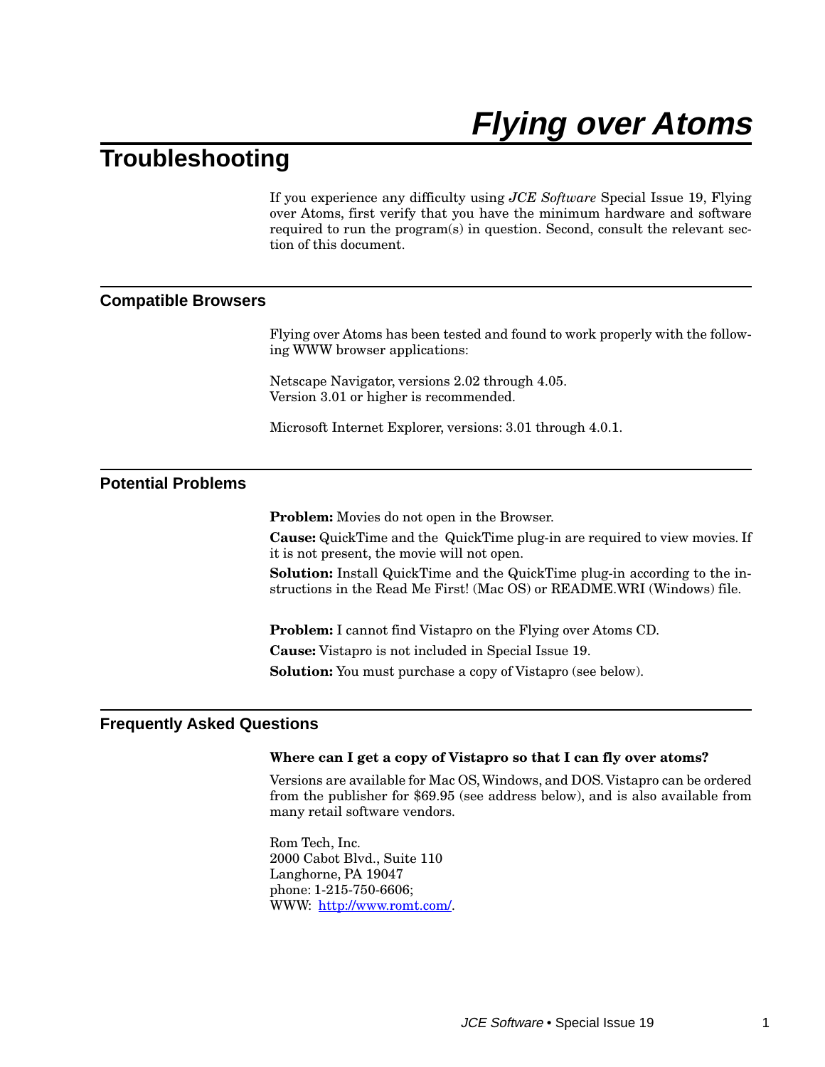# Flying over Atoms

## Troubleshooting

If you experience any difficulty using *JCE Software* Special Issue 19, Flying over Atoms, first verify that you have the minimum hardware and software required to run the program(s) in question. Second, consult the relevant section of this document.

### Compatible Browsers

Flying over Atoms has been tested and found to work properly with the following WWW browser applications:

Netscape Navigator, versions 2.02 through 4.05.
Version 3.01 or higher is recommended.

Microsoft Internet Explorer, versions: 3.01 through 4.0.1.

### Potential Problems

**Problem:** Movies do not open in the Browser.

**Cause:** QuickTime and the QuickTime plug-in are required to view movies. If it is not present, the movie will not open.

**Solution:** Install QuickTime and the QuickTime plug-in according to the instructions in the Read Me First! (Mac OS) or README.WRI (Windows) file.

**Problem:** I cannot find Vistapro on the Flying over Atoms CD.

**Cause:** Vistapro is not included in Special Issue 19.

**Solution:** You must purchase a copy of Vistapro (see below).

### Frequently Asked Questions

**Where can I get a copy of Vistapro so that I can fly over atoms?**

Versions are available for Mac OS, Windows, and DOS. Vistapro can be ordered from the publisher for $69.95 (see address below), and is also available from many retail software vendors.

Rom Tech, Inc.
2000 Cabot Blvd., Suite 110
Langhorne, PA 19047
phone: 1-215-750-6606;
WWW: [http://www.romt.com/](http://www.romt.com/).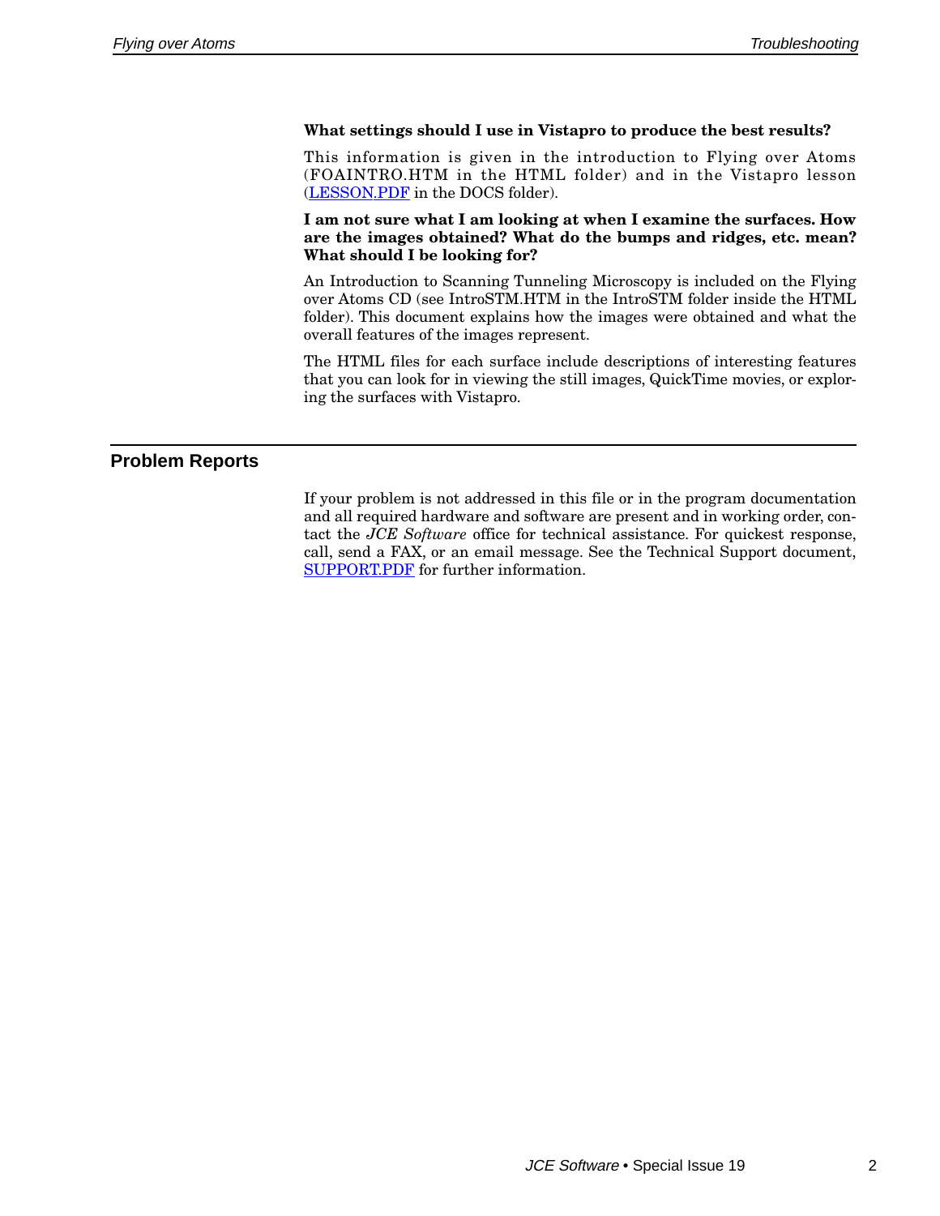**What settings should I use in Vistapro to produce the best results?**

This information is given in the introduction to Flying over Atoms (FOAINTRO.HTM in the HTML folder) and in the Vistapro lesson (LESSON.PDF in the DOCS folder).

**I am not sure what I am looking at when I examine the surfaces. How are the images obtained? What do the bumps and ridges, etc. mean? What should I be looking for?**

An Introduction to Scanning Tunneling Microscopy is included on the Flying over Atoms CD (see IntroSTM.HTM in the IntroSTM folder inside the HTML folder). This document explains how the images were obtained and what the overall features of the images represent.

The HTML files for each surface include descriptions of interesting features that you can look for in viewing the still images, QuickTime movies, or exploring the surfaces with Vistapro.

## Problem Reports

If your problem is not addressed in this file or in the program documentation and all required hardware and software are present and in working order, contact the *JCE Software* office for technical assistance. For quickest response, call, send a FAX, or an email message. See the Technical Support document, SUPPORT.PDF for further information.